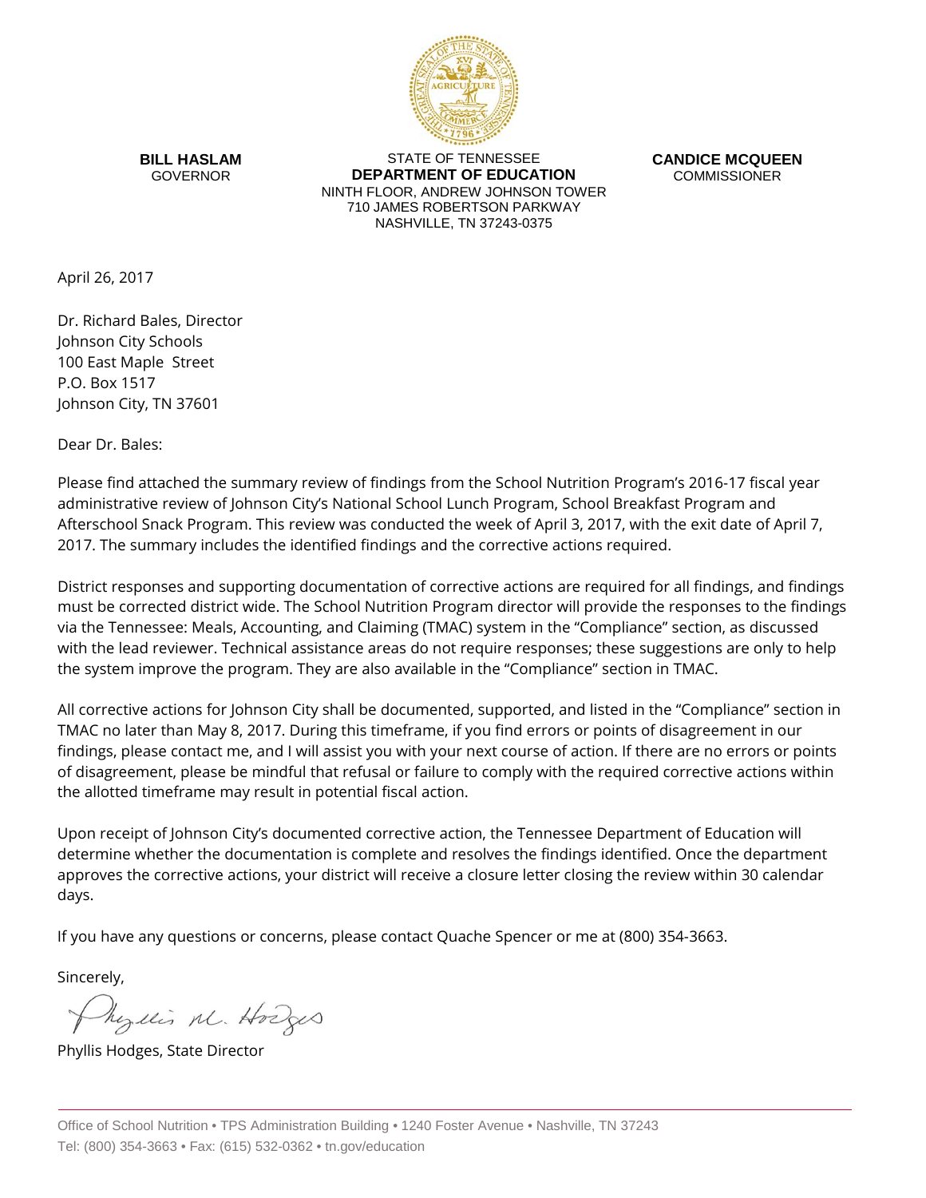**BILL HASLAM**
GOVERNOR

STATE OF TENNESSEE
**DEPARTMENT OF EDUCATION**
NINTH FLOOR, ANDREW JOHNSON TOWER
710 JAMES ROBERTSON PARKWAY
NASHVILLE, TN 37243-0375

**CANDICE MCQUEEN**
COMMISSIONER

April 26, 2017

Dr. Richard Bales, Director
Johnson City Schools
100 East Maple Street
P.O. Box 1517
Johnson City, TN 37601

Dear Dr. Bales:

Please find attached the summary review of findings from the School Nutrition Program's 2016-17 fiscal year administrative review of Johnson City's National School Lunch Program, School Breakfast Program and Afterschool Snack Program. This review was conducted the week of April 3, 2017, with the exit date of April 7, 2017. The summary includes the identified findings and the corrective actions required.

District responses and supporting documentation of corrective actions are required for all findings, and findings must be corrected district wide. The School Nutrition Program director will provide the responses to the findings via the Tennessee: Meals, Accounting, and Claiming (TMAC) system in the "Compliance" section, as discussed with the lead reviewer. Technical assistance areas do not require responses; these suggestions are only to help the system improve the program. They are also available in the "Compliance" section in TMAC.

All corrective actions for Johnson City shall be documented, supported, and listed in the "Compliance" section in TMAC no later than May 8, 2017. During this timeframe, if you find errors or points of disagreement in our findings, please contact me, and I will assist you with your next course of action. If there are no errors or points of disagreement, please be mindful that refusal or failure to comply with the required corrective actions within the allotted timeframe may result in potential fiscal action.

Upon receipt of Johnson City's documented corrective action, the Tennessee Department of Education will determine whether the documentation is complete and resolves the findings identified. Once the department approves the corrective actions, your district will receive a closure letter closing the review within 30 calendar days.

If you have any questions or concerns, please contact Quache Spencer or me at (800) 354-3663.

Sincerely,

Phyllis M. Hodges

Phyllis Hodges, State Director

Office of School Nutrition • TPS Administration Building • 1240 Foster Avenue • Nashville, TN 37243
Tel: (800) 354-3663 • Fax: (615) 532-0362 • tn.gov/education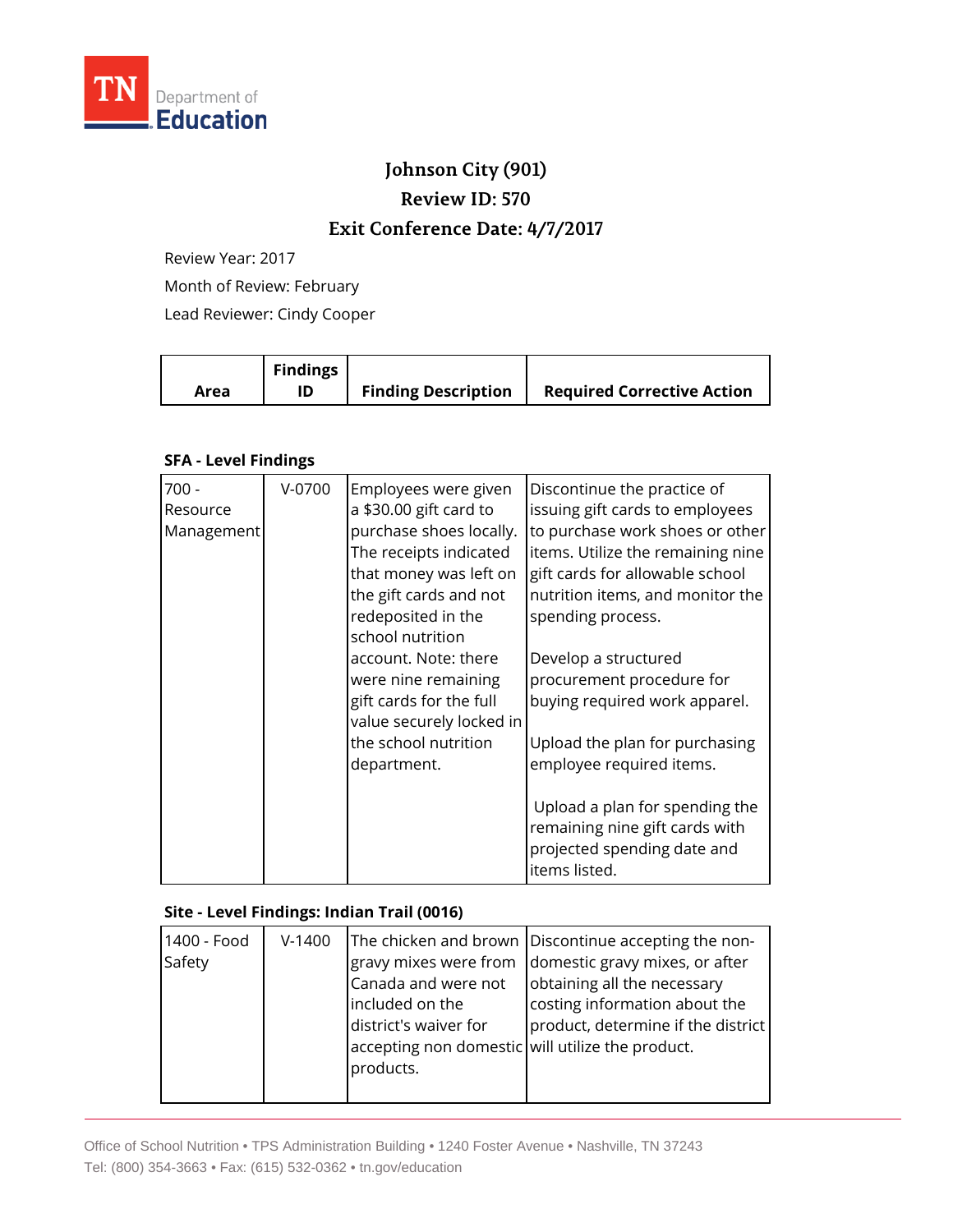TN Department of Education

# Johnson City (901)

## Review ID: 570

## Exit Conference Date: 4/7/2017

Review Year: 2017

Month of Review: February

Lead Reviewer: Cindy Cooper

| Area | Findings ID | Finding Description | Required Corrective Action |
|---|---|---|---|

**SFA - Level Findings**

| Area | Findings ID | Finding Description | Required Corrective Action |
|---|---|---|---|
| 700 - Resource Management | V-0700 | Employees were given a $30.00 gift card to purchase shoes locally. The receipts indicated that money was left on the gift cards and not redeposited in the school nutrition account. Note: there were nine remaining gift cards for the full value securely locked in the school nutrition department. | Discontinue the practice of issuing gift cards to employees to purchase work shoes or other items. Utilize the remaining nine gift cards for allowable school nutrition items, and monitor the spending process.<br><br>Develop a structured procurement procedure for buying required work apparel.<br><br>Upload the plan for purchasing employee required items.<br><br>Upload a plan for spending the remaining nine gift cards with projected spending date and items listed. |

**Site - Level Findings: Indian Trail (0016)**

| Area | Findings ID | Finding Description | Required Corrective Action |
|---|---|---|---|
| 1400 - Food Safety | V-1400 | The chicken and brown gravy mixes were from Canada and were not included on the district's waiver for accepting non domestic products. | Discontinue accepting the non-domestic gravy mixes, or after obtaining all the necessary costing information about the product, determine if the district will utilize the product. |

Office of School Nutrition • TPS Administration Building • 1240 Foster Avenue • Nashville, TN 37243
Tel: (800) 354-3663 • Fax: (615) 532-0362 • tn.gov/education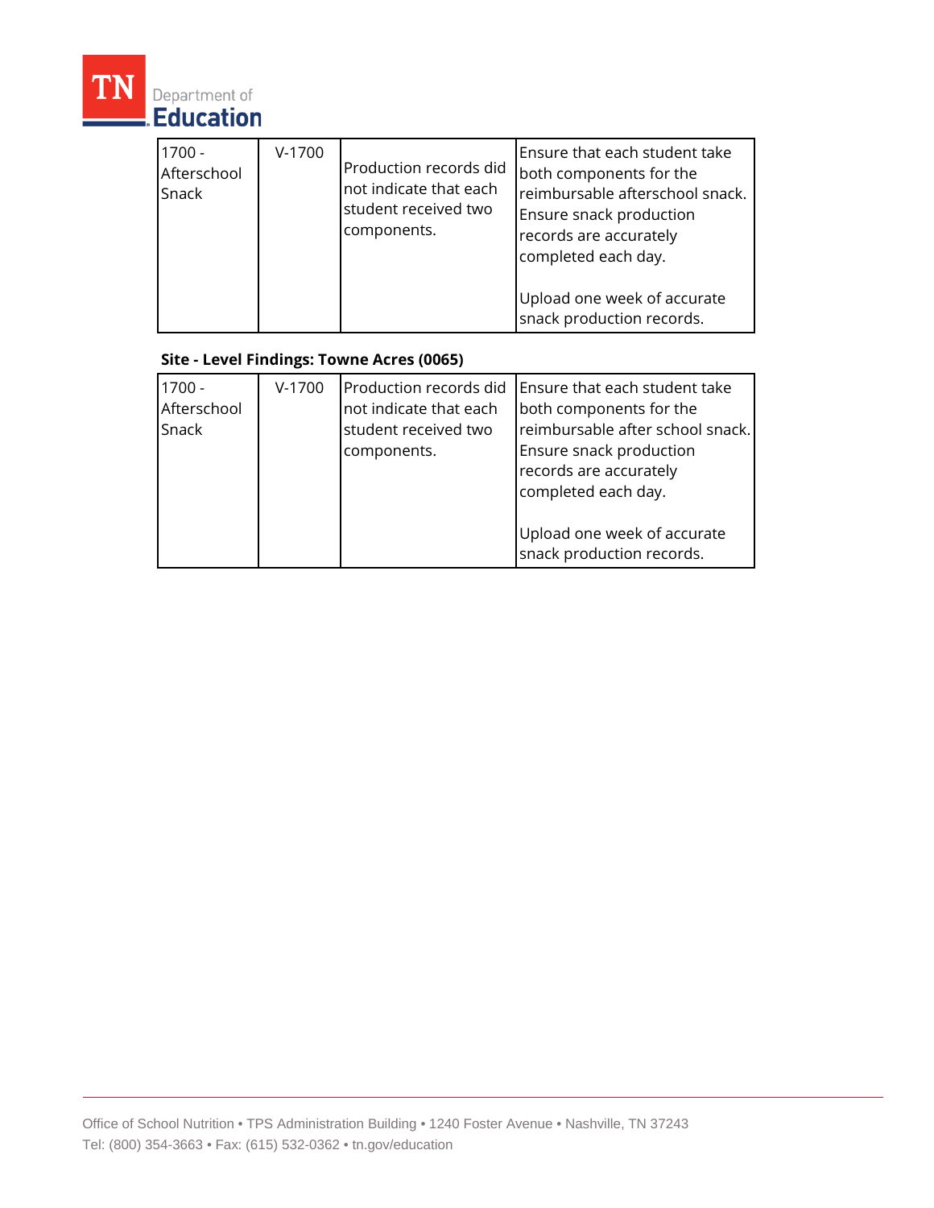| | | | |
|---|---|---|---|
| 1700 - Afterschool Snack | V-1700 | Production records did not indicate that each student received two components. | Ensure that each student take both components for the reimbursable afterschool snack. Ensure snack production records are accurately completed each day.<br><br>Upload one week of accurate snack production records. |

**Site - Level Findings: Towne Acres (0065)**

| | | | |
|---|---|---|---|
| 1700 - Afterschool Snack | V-1700 | Production records did not indicate that each student received two components. | Ensure that each student take both components for the reimbursable after school snack. Ensure snack production records are accurately completed each day.<br><br>Upload one week of accurate snack production records. |